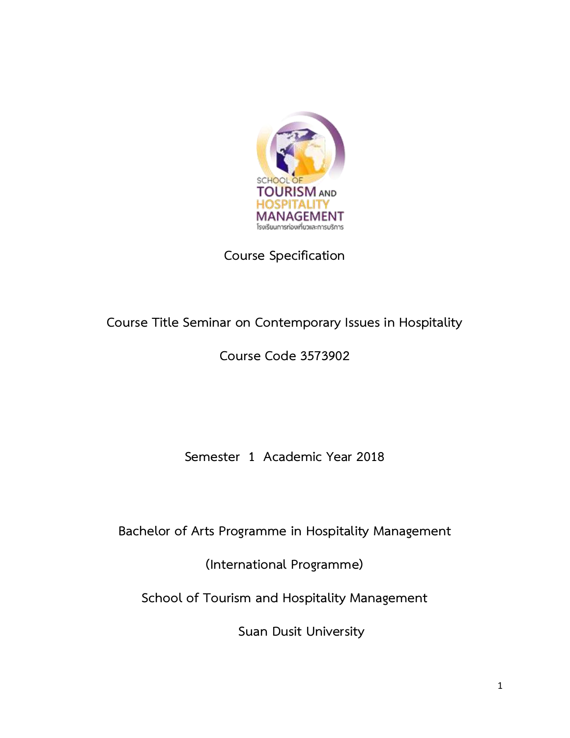# Course Specification

Course Title Seminar on Contemporary Issues in Hospitality

Course Code 3573902

Semester 1 Academic Year 2018

Bachelor of Arts Programme in Hospitality Management

(International Programme)

School of Tourism and Hospitality Management

Suan Dusit University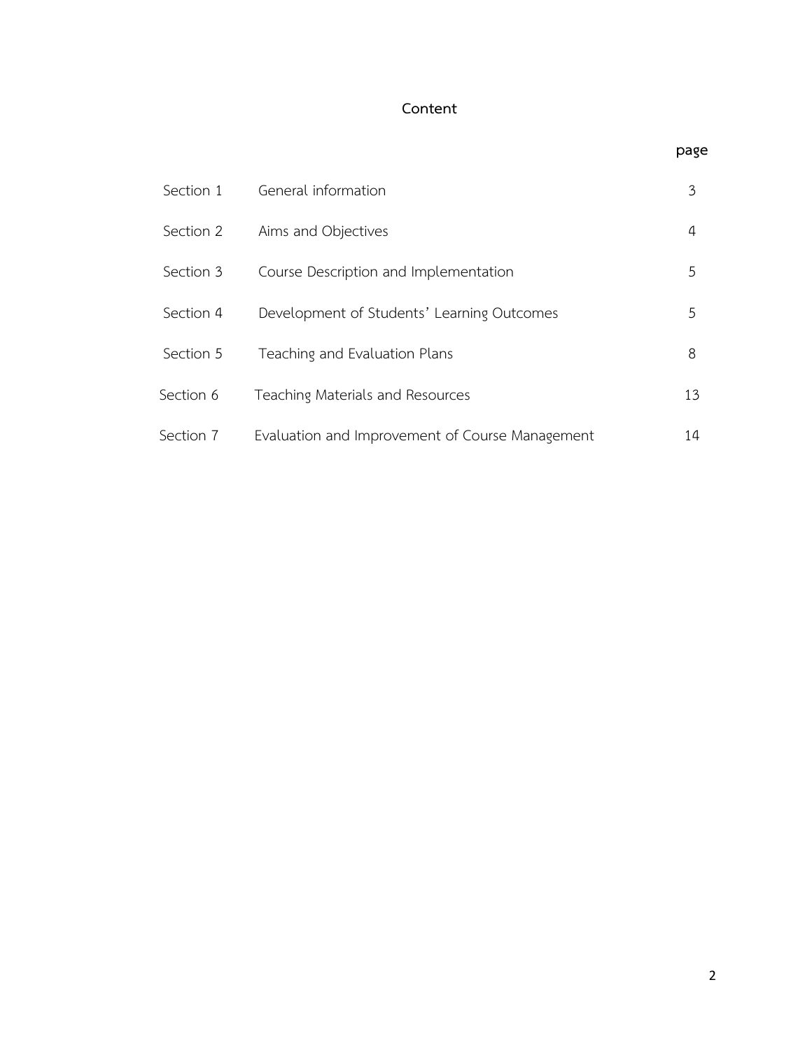# Content

| | | page |
|---|---|---|
| Section 1 | General information | 3 |
| Section 2 | Aims and Objectives | 4 |
| Section 3 | Course Description and Implementation | 5 |
| Section 4 | Development of Students' Learning Outcomes | 5 |
| Section 5 | Teaching and Evaluation Plans | 8 |
| Section 6 | Teaching Materials and Resources | 13 |
| Section 7 | Evaluation and Improvement of Course Management | 14 |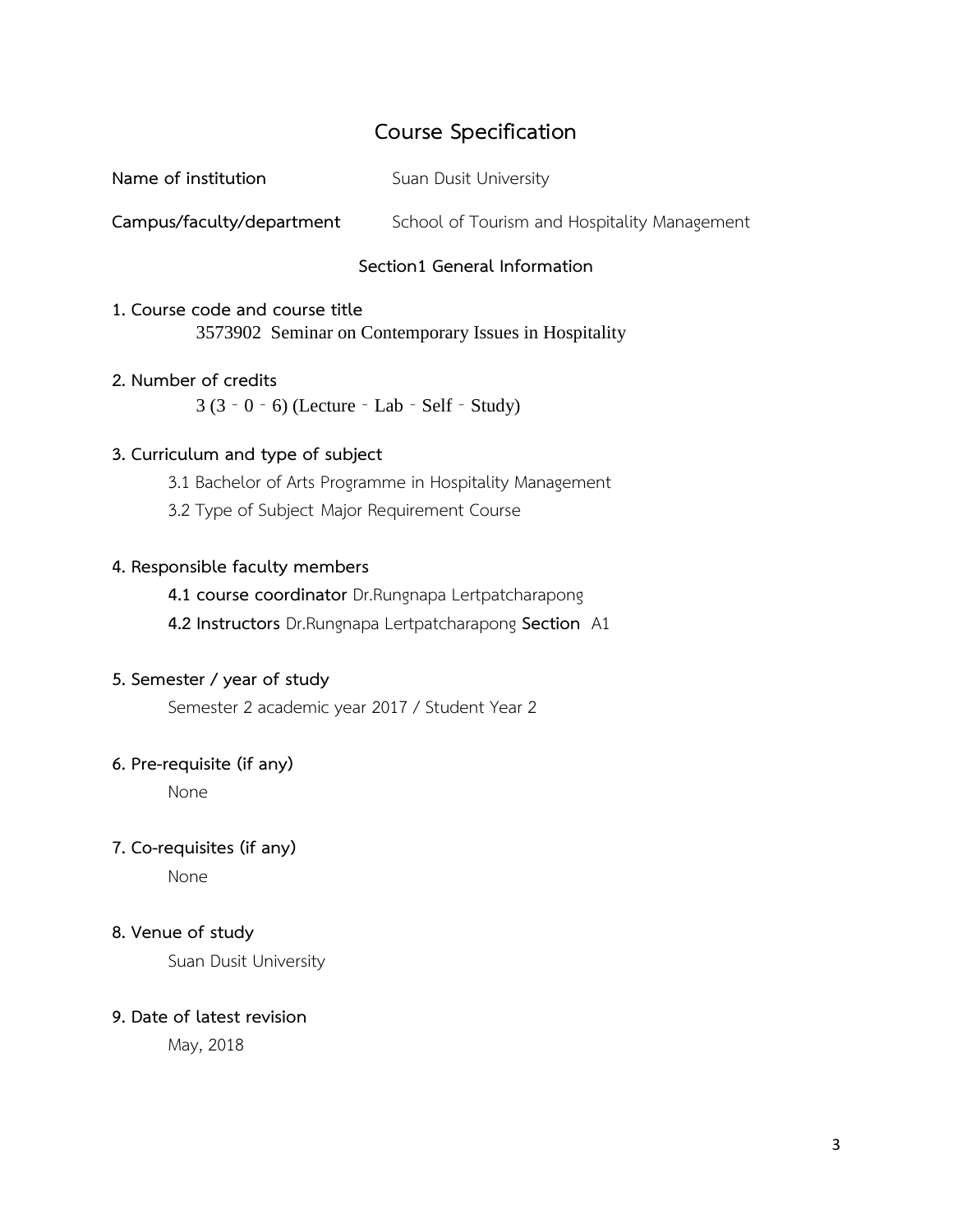# Course Specification

**Name of institution** Suan Dusit University

**Campus/faculty/department** School of Tourism and Hospitality Management

## Section1 General Information

**1. Course code and course title**

3573902 Seminar on Contemporary Issues in Hospitality

**2. Number of credits**

3 (3 - 0 - 6) (Lecture - Lab - Self - Study)

**3. Curriculum and type of subject**

3.1 Bachelor of Arts Programme in Hospitality Management

3.2 Type of Subject Major Requirement Course

**4. Responsible faculty members**

**4.1 course coordinator** Dr.Rungnapa Lertpatcharapong

**4.2 Instructors** Dr.Rungnapa Lertpatcharapong **Section** A1

**5. Semester / year of study**

Semester 2 academic year 2017 / Student Year 2

**6. Pre-requisite (if any)**

None

**7. Co-requisites (if any)**

None

**8. Venue of study**

Suan Dusit University

**9. Date of latest revision**

May, 2018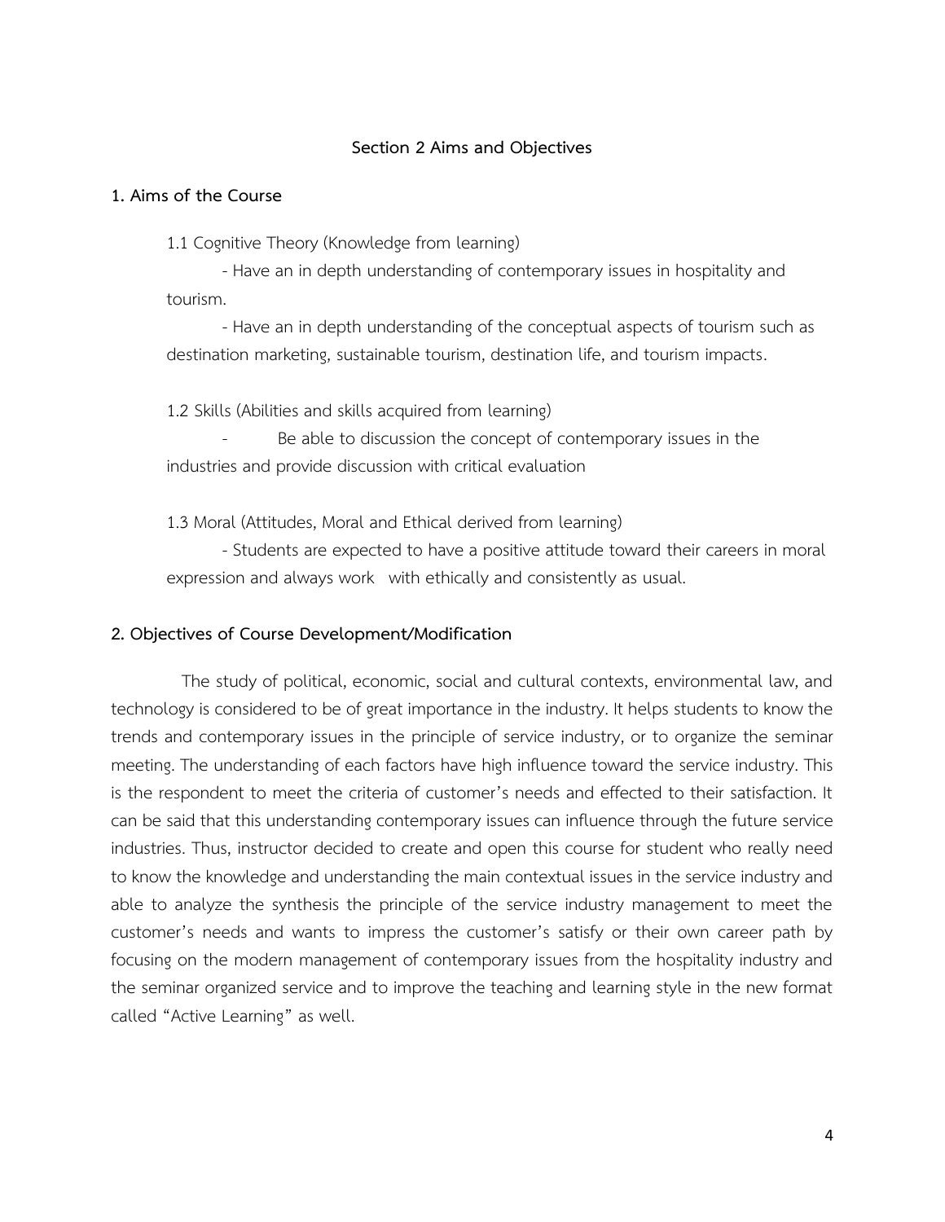## Section 2 Aims and Objectives

### 1. Aims of the Course

1.1 Cognitive Theory (Knowledge from learning)

- Have an in depth understanding of contemporary issues in hospitality and tourism.
- Have an in depth understanding of the conceptual aspects of tourism such as destination marketing, sustainable tourism, destination life, and tourism impacts.

1.2 Skills (Abilities and skills acquired from learning)

- Be able to discussion the concept of contemporary issues in the industries and provide discussion with critical evaluation

1.3 Moral (Attitudes, Moral and Ethical derived from learning)

- Students are expected to have a positive attitude toward their careers in moral expression and always work with ethically and consistently as usual.

### 2. Objectives of Course Development/Modification

The study of political, economic, social and cultural contexts, environmental law, and technology is considered to be of great importance in the industry. It helps students to know the trends and contemporary issues in the principle of service industry, or to organize the seminar meeting. The understanding of each factors have high influence toward the service industry. This is the respondent to meet the criteria of customer's needs and effected to their satisfaction. It can be said that this understanding contemporary issues can influence through the future service industries. Thus, instructor decided to create and open this course for student who really need to know the knowledge and understanding the main contextual issues in the service industry and able to analyze the synthesis the principle of the service industry management to meet the customer's needs and wants to impress the customer's satisfy or their own career path by focusing on the modern management of contemporary issues from the hospitality industry and the seminar organized service and to improve the teaching and learning style in the new format called "Active Learning" as well.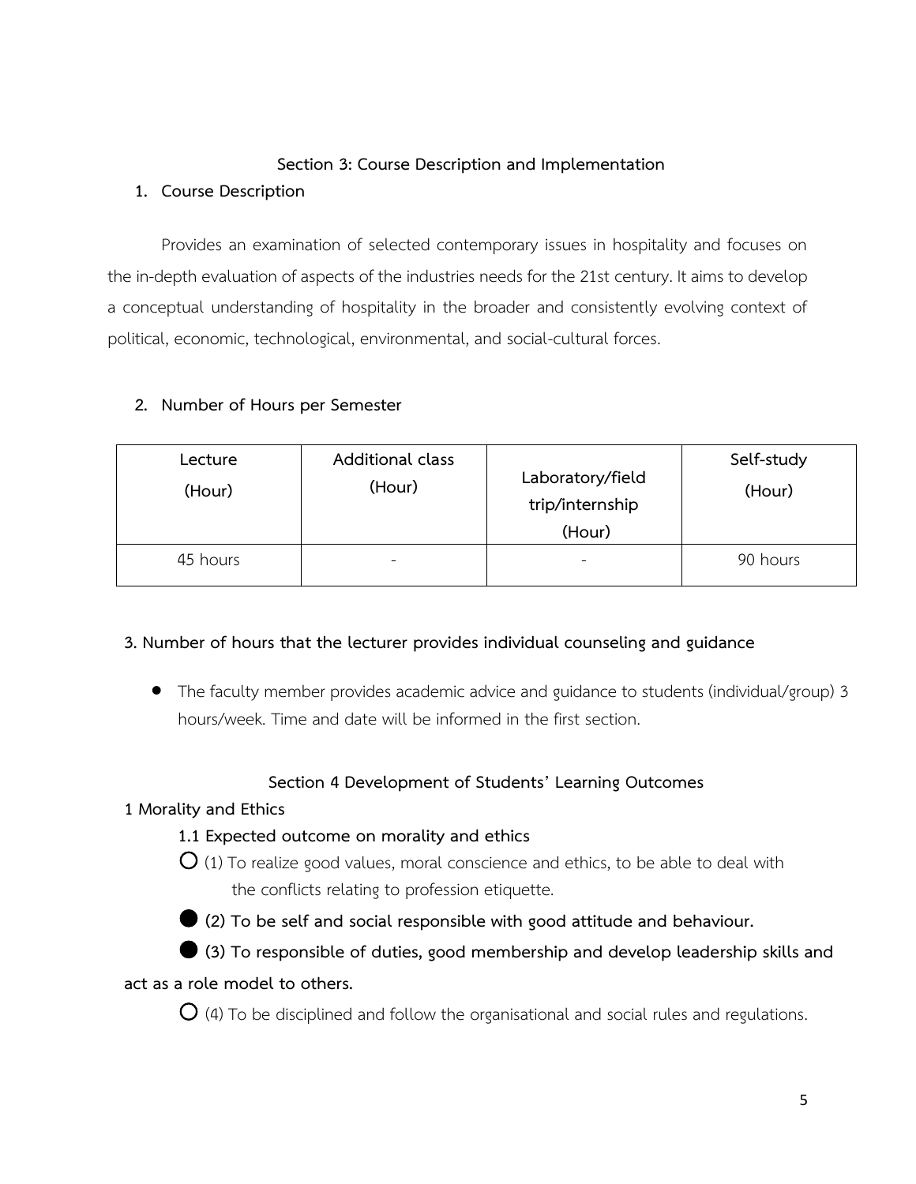## Section 3: Course Description and Implementation

**1. Course Description**

Provides an examination of selected contemporary issues in hospitality and focuses on the in-depth evaluation of aspects of the industries needs for the 21st century. It aims to develop a conceptual understanding of hospitality in the broader and consistently evolving context of political, economic, technological, environmental, and social-cultural forces.

**2. Number of Hours per Semester**

| Lecture (Hour) | Additional class (Hour) | Laboratory/field trip/internship (Hour) | Self-study (Hour) |
|---|---|---|---|
| 45 hours | - | - | 90 hours |

**3. Number of hours that the lecturer provides individual counseling and guidance**

- The faculty member provides academic advice and guidance to students (individual/group) 3 hours/week. Time and date will be informed in the first section.

## Section 4 Development of Students' Learning Outcomes

**1 Morality and Ethics**

**1.1 Expected outcome on morality and ethics**

○ (1) To realize good values, moral conscience and ethics, to be able to deal with the conflicts relating to profession etiquette.

● **(2) To be self and social responsible with good attitude and behaviour.**

● **(3) To responsible of duties, good membership and develop leadership skills and act as a role model to others.**

○ (4) To be disciplined and follow the organisational and social rules and regulations.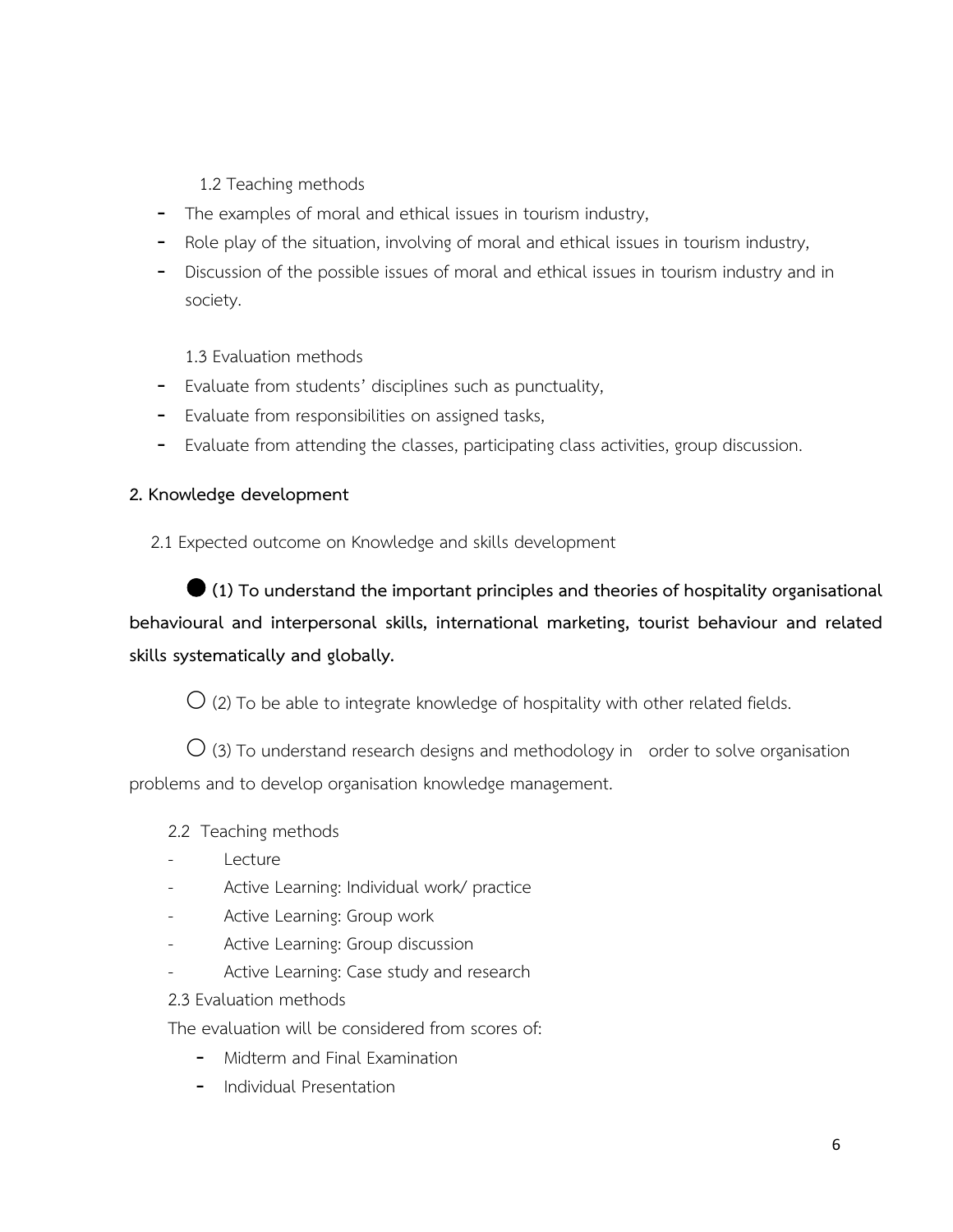1.2 Teaching methods

- The examples of moral and ethical issues in tourism industry,
- Role play of the situation, involving of moral and ethical issues in tourism industry,
- Discussion of the possible issues of moral and ethical issues in tourism industry and in society.

1.3 Evaluation methods

- Evaluate from students' disciplines such as punctuality,
- Evaluate from responsibilities on assigned tasks,
- Evaluate from attending the classes, participating class activities, group discussion.

**2. Knowledge development**

2.1 Expected outcome on Knowledge and skills development

● **(1) To understand the important principles and theories of hospitality organisational behavioural and interpersonal skills, international marketing, tourist behaviour and related skills systematically and globally.**

○ (2) To be able to integrate knowledge of hospitality with other related fields.

○ (3) To understand research designs and methodology in order to solve organisation problems and to develop organisation knowledge management.

2.2 Teaching methods

- Lecture
- Active Learning: Individual work/ practice
- Active Learning: Group work
- Active Learning: Group discussion
- Active Learning: Case study and research

2.3 Evaluation methods

The evaluation will be considered from scores of:

- Midterm and Final Examination
- Individual Presentation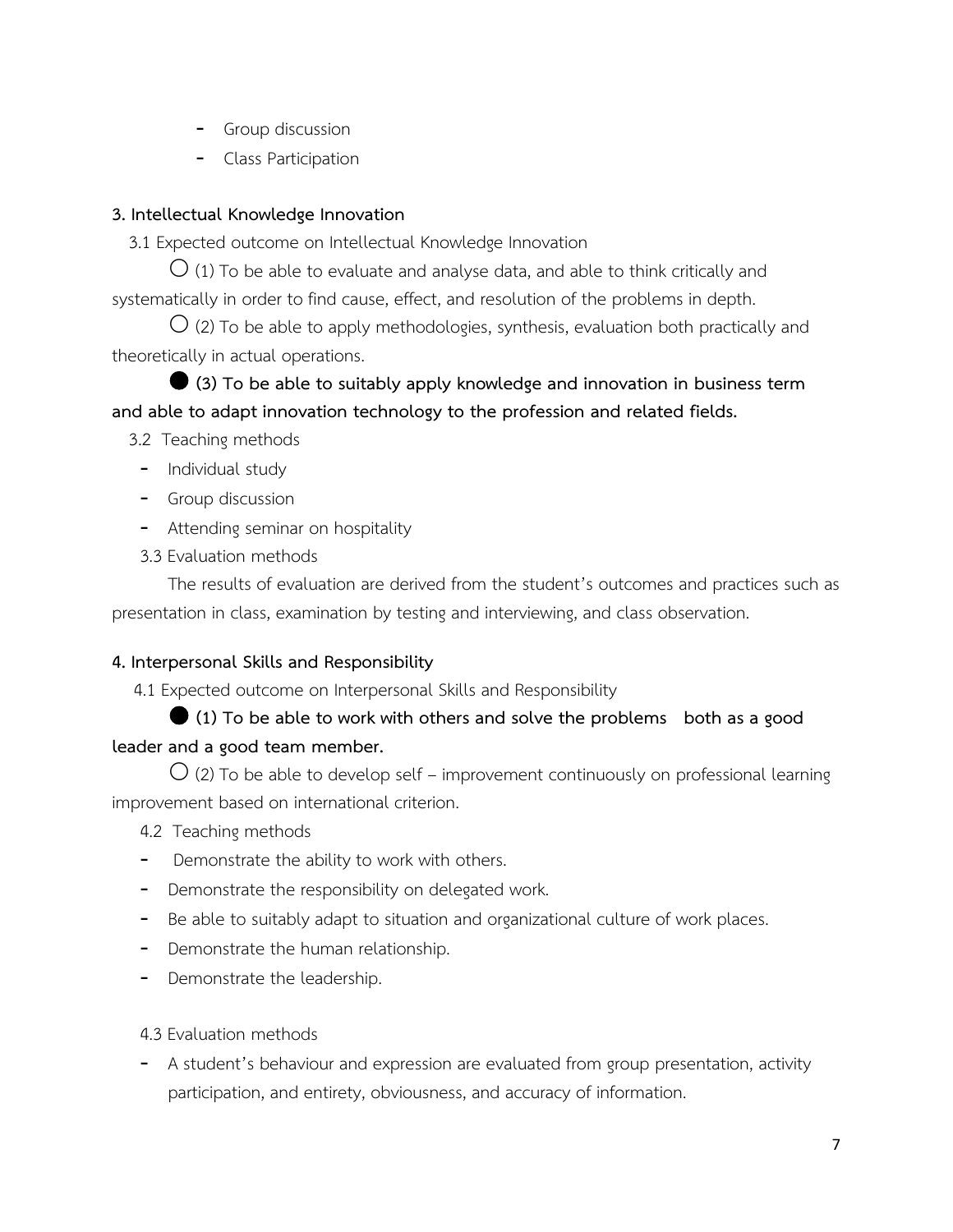- Group discussion
- Class Participation

**3. Intellectual Knowledge Innovation**

3.1 Expected outcome on Intellectual Knowledge Innovation

○ (1) To be able to evaluate and analyse data, and able to think critically and systematically in order to find cause, effect, and resolution of the problems in depth.

○ (2) To be able to apply methodologies, synthesis, evaluation both practically and theoretically in actual operations.

● **(3) To be able to suitably apply knowledge and innovation in business term and able to adapt innovation technology to the profession and related fields.**

3.2 Teaching methods

- Individual study
- Group discussion
- Attending seminar on hospitality

3.3 Evaluation methods

The results of evaluation are derived from the student's outcomes and practices such as presentation in class, examination by testing and interviewing, and class observation.

**4. Interpersonal Skills and Responsibility**

4.1 Expected outcome on Interpersonal Skills and Responsibility

● **(1) To be able to work with others and solve the problems both as a good leader and a good team member.**

○ (2) To be able to develop self – improvement continuously on professional learning improvement based on international criterion.

4.2 Teaching methods

- Demonstrate the ability to work with others.
- Demonstrate the responsibility on delegated work.
- Be able to suitably adapt to situation and organizational culture of work places.
- Demonstrate the human relationship.
- Demonstrate the leadership.

4.3 Evaluation methods

- A student's behaviour and expression are evaluated from group presentation, activity participation, and entirety, obviousness, and accuracy of information.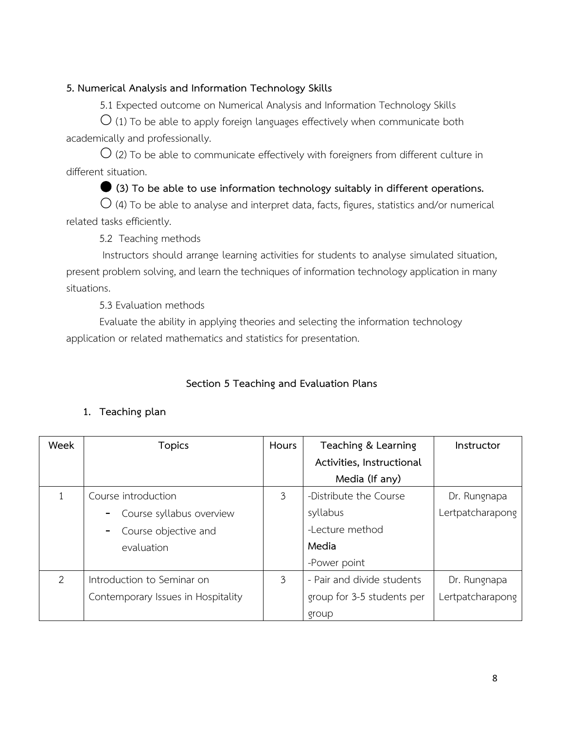**5. Numerical Analysis and Information Technology Skills**

5.1 Expected outcome on Numerical Analysis and Information Technology Skills

○ (1) To be able to apply foreign languages effectively when communicate both academically and professionally.

○ (2) To be able to communicate effectively with foreigners from different culture in different situation.

● **(3) To be able to use information technology suitably in different operations.**

○ (4) To be able to analyse and interpret data, facts, figures, statistics and/or numerical related tasks efficiently.

5.2 Teaching methods

Instructors should arrange learning activities for students to analyse simulated situation, present problem solving, and learn the techniques of information technology application in many situations.

5.3 Evaluation methods

Evaluate the ability in applying theories and selecting the information technology application or related mathematics and statistics for presentation.

## Section 5 Teaching and Evaluation Plans

**1. Teaching plan**

| Week | Topics | Hours | Teaching & Learning Activities, Instructional Media (If any) | Instructor |
|---|---|---|---|---|
| 1 | Course introduction<br>- Course syllabus overview<br>- Course objective and evaluation | 3 | -Distribute the Course syllabus<br>-Lecture method<br>**Media**<br>-Power point | Dr. Rungnapa Lertpatcharapong |
| 2 | Introduction to Seminar on Contemporary Issues in Hospitality | 3 | - Pair and divide students group for 3-5 students per group | Dr. Rungnapa Lertpatcharapong |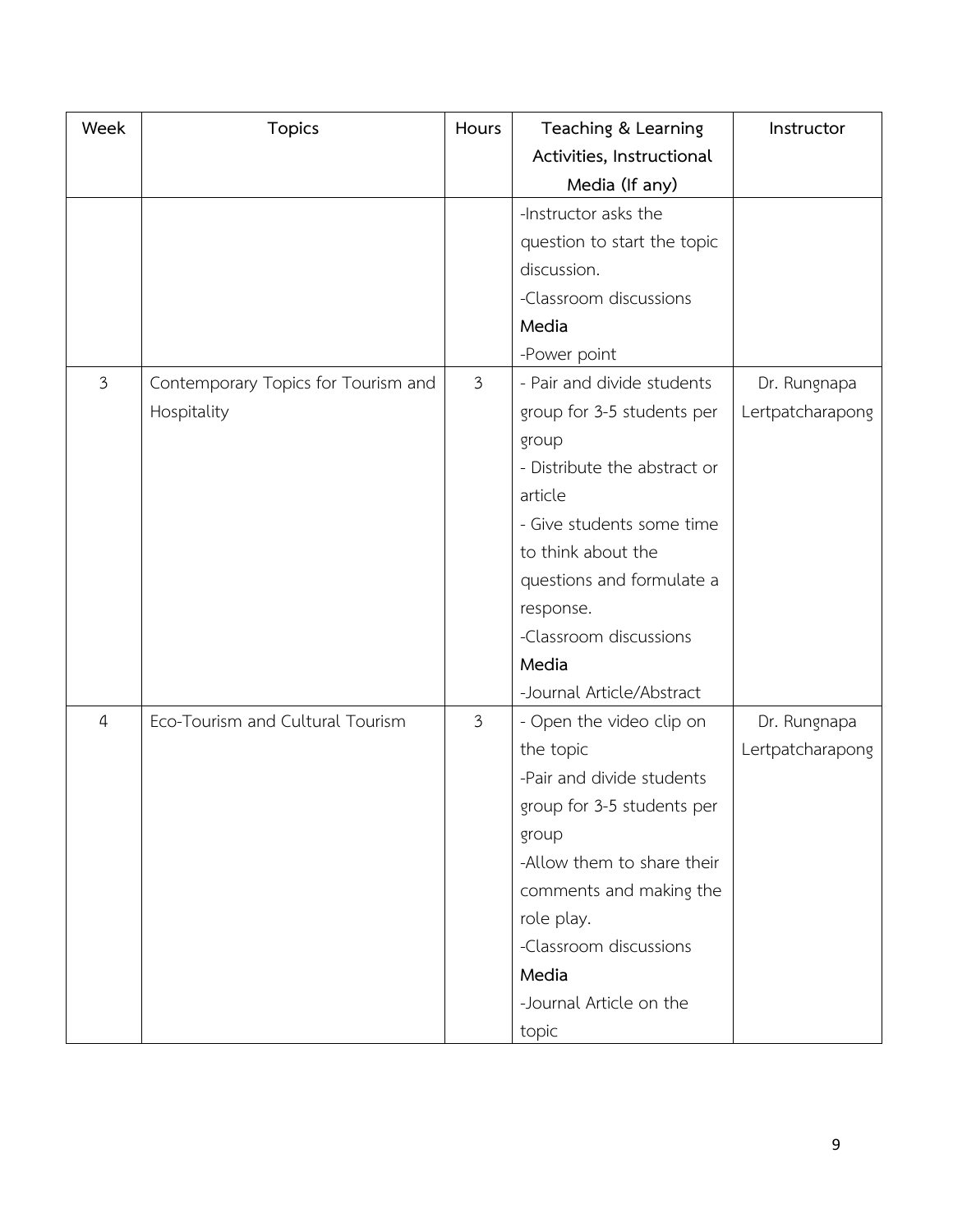| Week | Topics | Hours | Teaching & Learning Activities, Instructional Media (If any) | Instructor |
|---|---|---|---|---|
| | | | -Instructor asks the question to start the topic discussion.<br>-Classroom discussions<br>**Media**<br>-Power point | |
| 3 | Contemporary Topics for Tourism and Hospitality | 3 | - Pair and divide students group for 3-5 students per group<br>- Distribute the abstract or article<br>- Give students some time to think about the questions and formulate a response.<br>-Classroom discussions<br>**Media**<br>-Journal Article/Abstract | Dr. Rungnapa Lertpatcharapong |
| 4 | Eco-Tourism and Cultural Tourism | 3 | - Open the video clip on the topic<br>-Pair and divide students group for 3-5 students per group<br>-Allow them to share their comments and making the role play.<br>-Classroom discussions<br>**Media**<br>-Journal Article on the topic | Dr. Rungnapa Lertpatcharapong |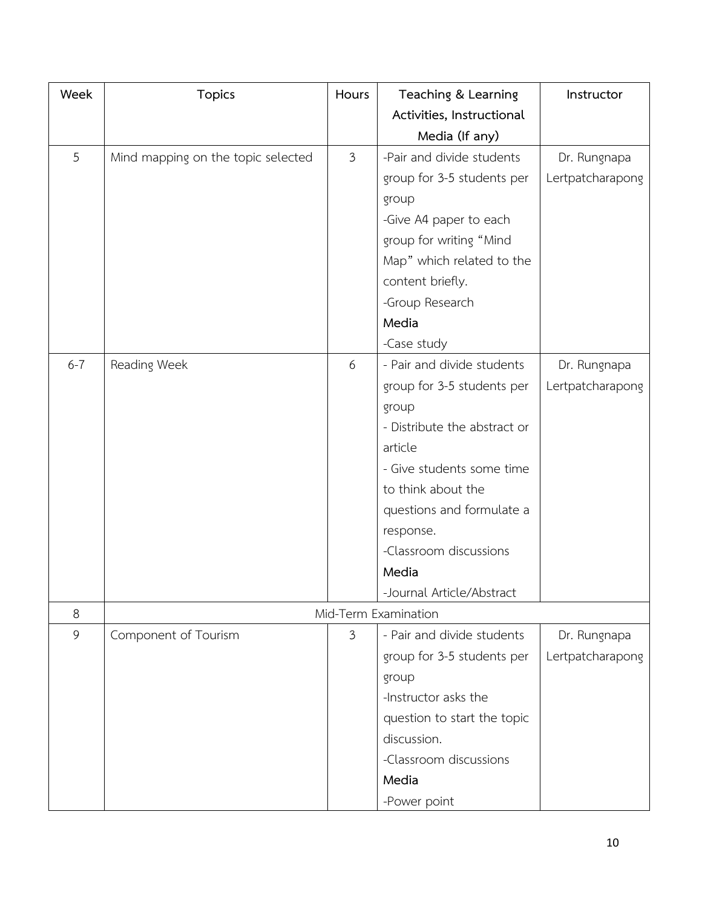| Week | Topics | Hours | Teaching & Learning Activities, Instructional Media (If any) | Instructor |
|---|---|---|---|---|
| 5 | Mind mapping on the topic selected | 3 | -Pair and divide students group for 3-5 students per group<br>-Give A4 paper to each group for writing "Mind Map" which related to the content briefly.<br>-Group Research<br>**Media**<br>-Case study | Dr. Rungnapa Lertpatcharapong |
| 6-7 | Reading Week | 6 | - Pair and divide students group for 3-5 students per group<br>- Distribute the abstract or article<br>- Give students some time to think about the questions and formulate a response.<br>-Classroom discussions<br>**Media**<br>-Journal Article/Abstract | Dr. Rungnapa Lertpatcharapong |
| 8 | Mid-Term Examination | | | |
| 9 | Component of Tourism | 3 | - Pair and divide students group for 3-5 students per group<br>-Instructor asks the question to start the topic discussion.<br>-Classroom discussions<br>**Media**<br>-Power point | Dr. Rungnapa Lertpatcharapong |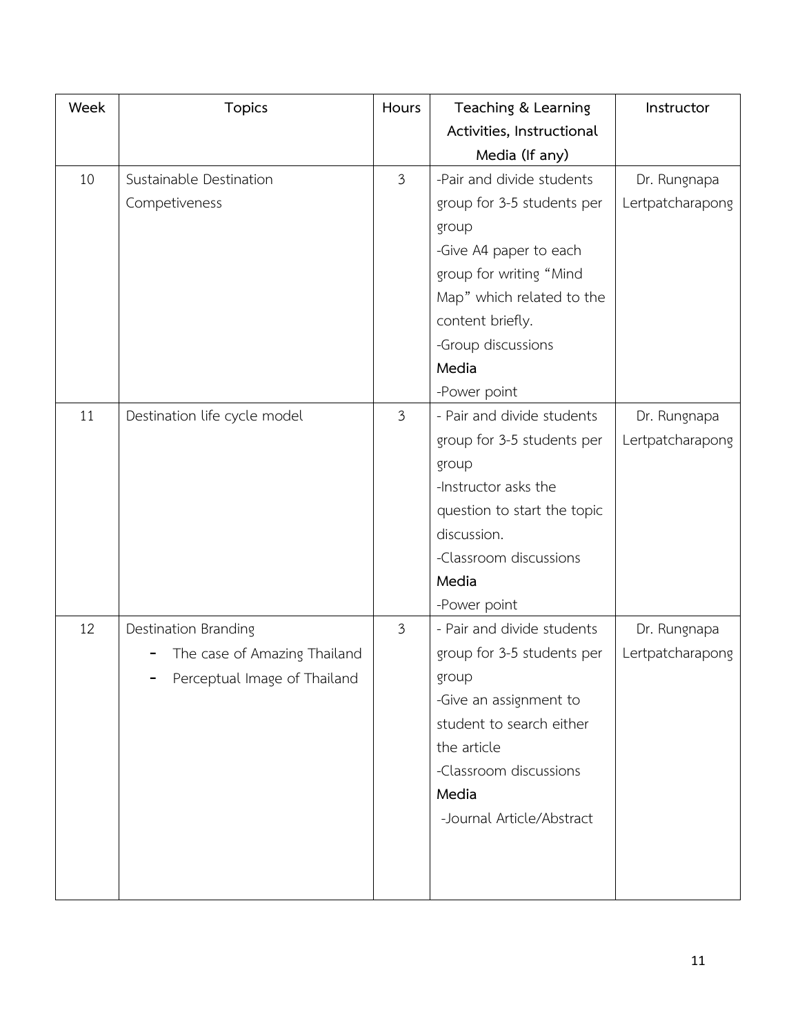| Week | Topics | Hours | Teaching & Learning Activities, Instructional Media (If any) | Instructor |
|---|---|---|---|---|
| 10 | Sustainable Destination Competiveness | 3 | -Pair and divide students group for 3-5 students per group<br>-Give A4 paper to each group for writing "Mind Map" which related to the content briefly.<br>-Group discussions<br>**Media**<br>-Power point | Dr. Rungnapa Lertpatcharapong |
| 11 | Destination life cycle model | 3 | - Pair and divide students group for 3-5 students per group<br>-Instructor asks the question to start the topic discussion.<br>-Classroom discussions<br>**Media**<br>-Power point | Dr. Rungnapa Lertpatcharapong |
| 12 | Destination Branding<br>- The case of Amazing Thailand<br>- Perceptual Image of Thailand | 3 | - Pair and divide students group for 3-5 students per group<br>-Give an assignment to student to search either the article<br>-Classroom discussions<br>**Media**<br>-Journal Article/Abstract | Dr. Rungnapa Lertpatcharapong |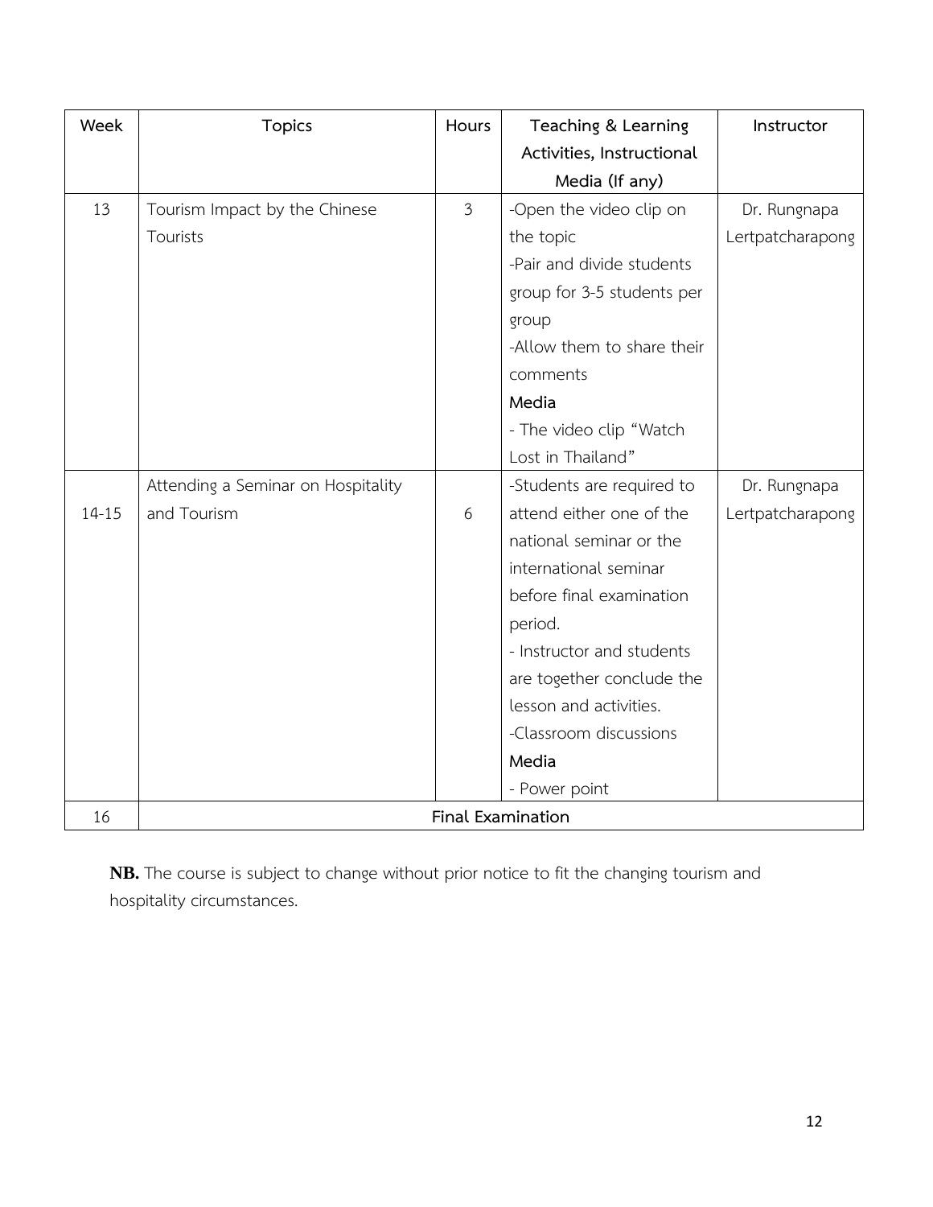| Week | Topics | Hours | Teaching & Learning Activities, Instructional Media (If any) | Instructor |
|---|---|---|---|---|
| 13 | Tourism Impact by the Chinese Tourists | 3 | -Open the video clip on the topic<br>-Pair and divide students group for 3-5 students per group<br>-Allow them to share their comments<br>**Media**<br>- The video clip "Watch Lost in Thailand" | Dr. Rungnapa Lertpatcharapong |
| 14-15 | Attending a Seminar on Hospitality and Tourism | 6 | -Students are required to attend either one of the national seminar or the international seminar before final examination period.<br>- Instructor and students are together conclude the lesson and activities.<br>-Classroom discussions<br>**Media**<br>- Power point | Dr. Rungnapa Lertpatcharapong |
| 16 | **Final Examination** | | | |

**NB.** The course is subject to change without prior notice to fit the changing tourism and hospitality circumstances.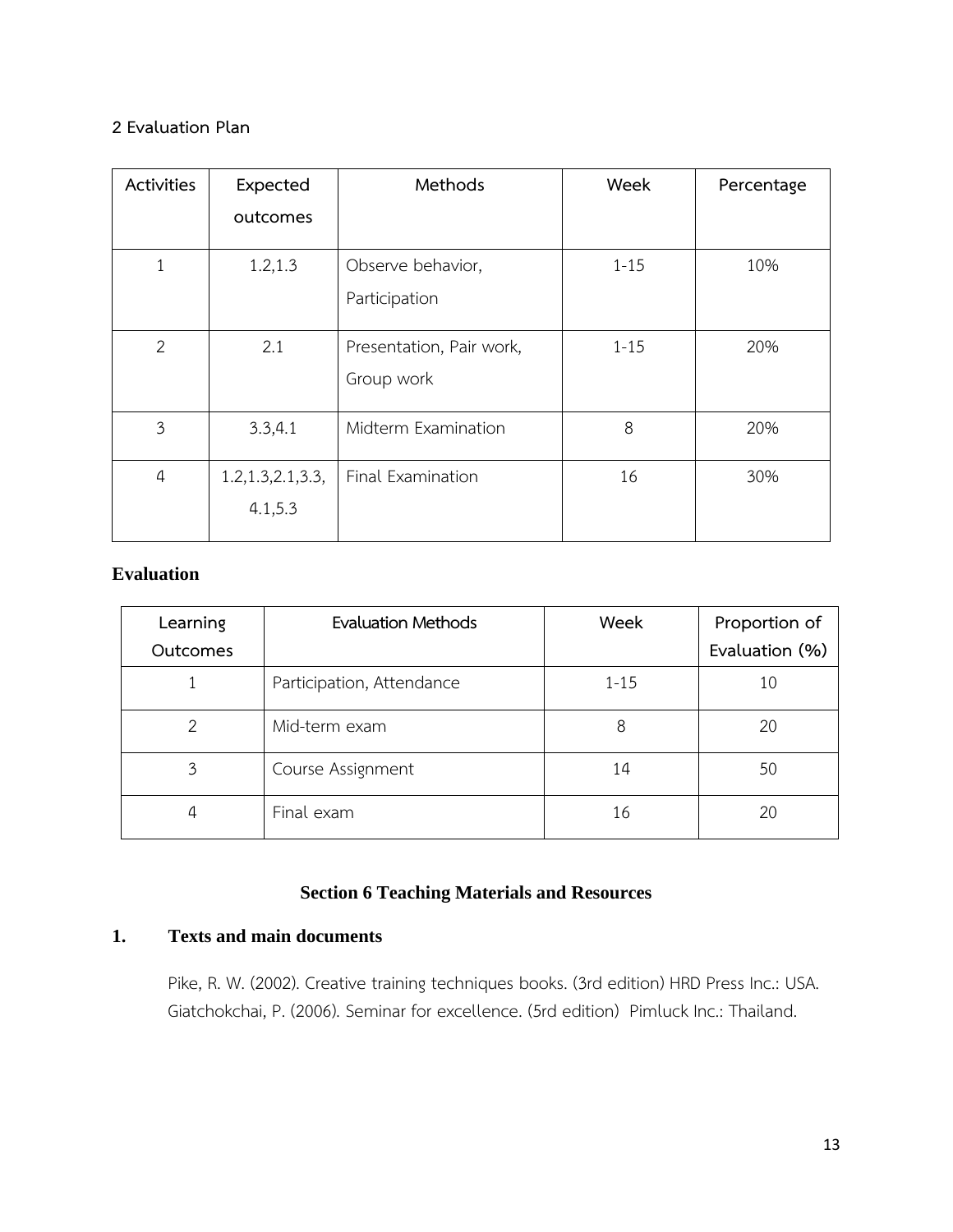## 2 Evaluation Plan

| Activities | Expected outcomes | Methods | Week | Percentage |
|---|---|---|---|---|
| 1 | 1.2,1.3 | Observe behavior, Participation | 1-15 | 10% |
| 2 | 2.1 | Presentation, Pair work, Group work | 1-15 | 20% |
| 3 | 3.3,4.1 | Midterm Examination | 8 | 20% |
| 4 | 1.2,1.3,2.1,3.3, 4.1,5.3 | Final Examination | 16 | 30% |

**Evaluation**

| Learning Outcomes | Evaluation Methods | Week | Proportion of Evaluation (%) |
|---|---|---|---|
| 1 | Participation, Attendance | 1-15 | 10 |
| 2 | Mid-term exam | 8 | 20 |
| 3 | Course Assignment | 14 | 50 |
| 4 | Final exam | 16 | 20 |

## Section 6 Teaching Materials and Resources

### 1. Texts and main documents

Pike, R. W. (2002). Creative training techniques books. (3rd edition) HRD Press Inc.: USA.
Giatchokchai, P. (2006). Seminar for excellence. (5rd edition) Pimluck Inc.: Thailand.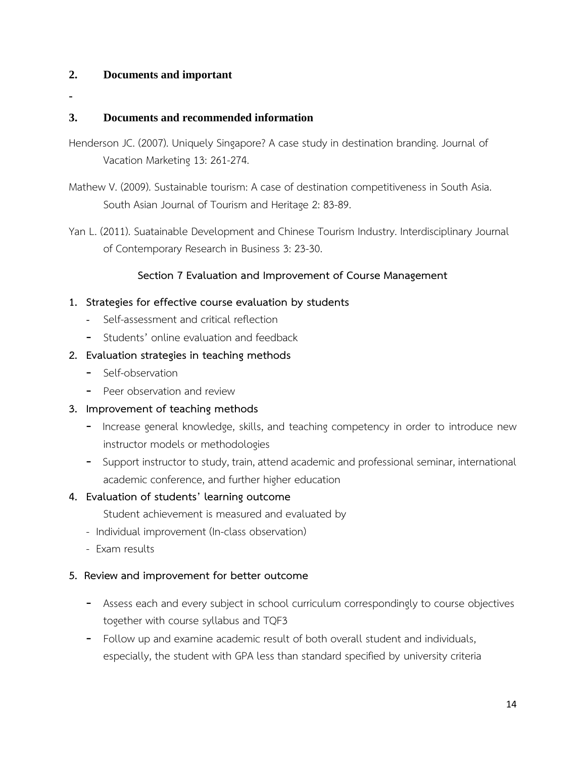**2. Documents and important**

-

**3. Documents and recommended information**

Henderson JC. (2007). Uniquely Singapore? A case study in destination branding. Journal of Vacation Marketing 13: 261-274.

Mathew V. (2009). Sustainable tourism: A case of destination competitiveness in South Asia. South Asian Journal of Tourism and Heritage 2: 83-89.

Yan L. (2011). Suatainable Development and Chinese Tourism Industry. Interdisciplinary Journal of Contemporary Research in Business 3: 23-30.

## Section 7 Evaluation and Improvement of Course Management

**1. Strategies for effective course evaluation by students**

- Self-assessment and critical reflection
- Students' online evaluation and feedback

**2. Evaluation strategies in teaching methods**

- Self-observation
- Peer observation and review

**3. Improvement of teaching methods**

- Increase general knowledge, skills, and teaching competency in order to introduce new instructor models or methodologies
- Support instructor to study, train, attend academic and professional seminar, international academic conference, and further higher education

**4. Evaluation of students' learning outcome**

Student achievement is measured and evaluated by

- Individual improvement (In-class observation)
- Exam results

**5. Review and improvement for better outcome**

- Assess each and every subject in school curriculum correspondingly to course objectives together with course syllabus and TQF3
- Follow up and examine academic result of both overall student and individuals, especially, the student with GPA less than standard specified by university criteria